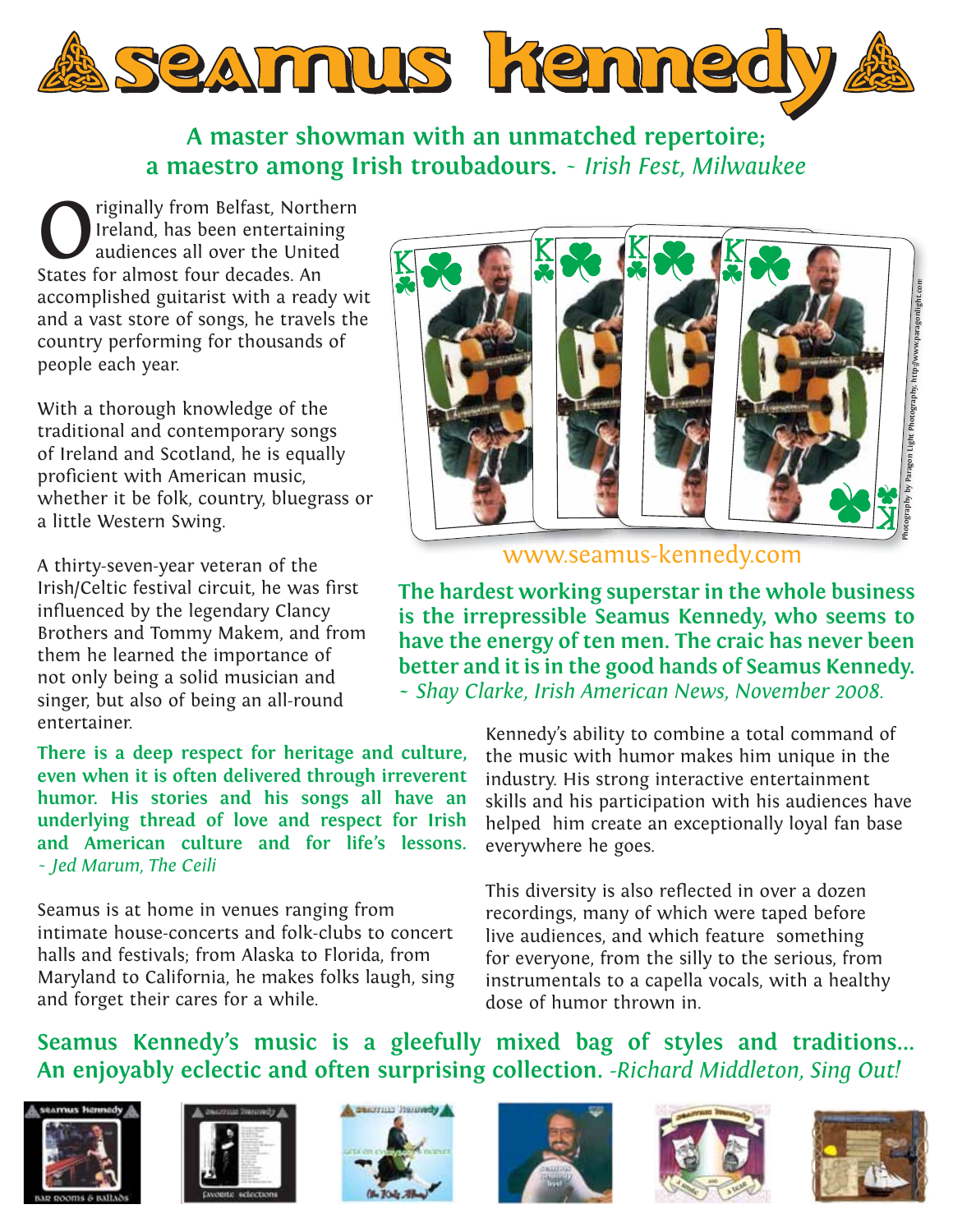# Seamus Kennedy

**A master showman with an unmatched repertoire; a maestro among Irish troubadours.** *~ Irish Fest, Milwaukee*

Originally from Belfast, Northern Ireland, has been entertaining audiences all over the United States for almost four decades. An accomplished guitarist with a ready wit and a vast store of songs, he travels the country performing for thousands of people each year.

With a thorough knowledge of the traditional and contemporary songs of Ireland and Scotland, he is equally proficient with American music, whether it be folk, country, bluegrass or a little Western Swing.

A thirty-seven-year veteran of the Irish/Celtic festival circuit, he was first influenced by the legendary Clancy Brothers and Tommy Makem, and from them he learned the importance of not only being a solid musician and singer, but also of being an all-round entertainer.

**There is a deep respect for heritage and culture, even when it is often delivered through irreverent humor. His stories and his songs all have an underlying thread of love and respect for Irish and American culture and for life's lessons.** *~ Jed Marum, The Ceili*

Seamus is at home in venues ranging from intimate house-concerts and folk-clubs to concert halls and festivals; from Alaska to Florida, from Maryland to California, he makes folks laugh, sing and forget their cares for a while.

Photography by Paragon Light Photography, http://www.paragonlight.com

www.seamus-kennedy.com

**The hardest working superstar in the whole business is the irrepressible Seamus Kennedy, who seems to have the energy of ten men. The craic has never been better and it is in the good hands of Seamus Kennedy.** *~ Shay Clarke, Irish American News, November 2008.*

Kennedy's ability to combine a total command of the music with humor makes him unique in the industry. His strong interactive entertainment skills and his participation with his audiences have helped him create an exceptionally loyal fan base everywhere he goes.

This diversity is also reflected in over a dozen recordings, many of which were taped before live audiences, and which feature something for everyone, from the silly to the serious, from instrumentals to a capella vocals, with a healthy dose of humor thrown in.

**Seamus Kennedy's music is a gleefully mixed bag of styles and traditions... An enjoyably eclectic and often surprising collection.** *-Richard Middleton, Sing Out!*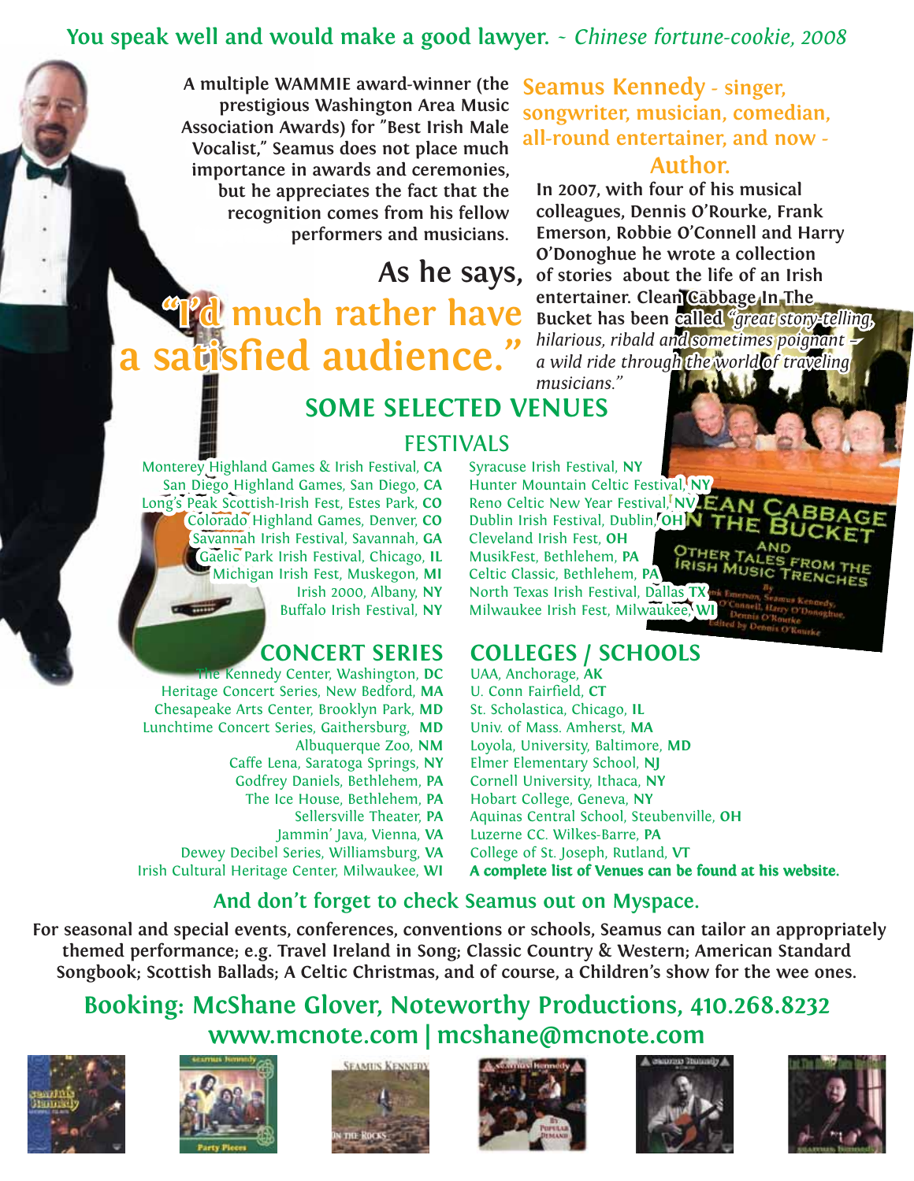**You speak well and would make a good lawyer.** ~ *Chinese fortune-cookie, 2008*

**A multiple WAMMIE award-winner (the prestigious Washington Area Music Association Awards) for "Best Irish Male Vocalist," Seamus does not place much importance in awards and ceremonies, but he appreciates the fact that the recognition comes from his fellow performers and musicians.**

## As he says, "I'd much rather have a satisfied audience."

## Seamus Kennedy - singer, songwriter, musician, comedian, all-round entertainer, and now - Author.

**In 2007, with four of his musical colleagues, Dennis O'Rourke, Frank Emerson, Robbie O'Connell and Harry O'Donoghue he wrote a collection of stories about the life of an Irish entertainer. Clean Cabbage In The Bucket has been called** *"great story-telling, hilarious, ribald and sometimes poignant – a wild ride through the world of traveling musicians."*

## SOME SELECTED VENUES

### FESTIVALS

Monterey Highland Games & Irish Festival, **CA**
San Diego Highland Games, San Diego, **CA**
Long's Peak Scottish-Irish Fest, Estes Park, **CO**
Colorado Highland Games, Denver, **CO**
Savannah Irish Festival, Savannah, **GA**
Gaelic Park Irish Festival, Chicago, **IL**
Michigan Irish Fest, Muskegon, **MI**
Irish 2000, Albany, **NY**
Buffalo Irish Festival, **NY**
Syracuse Irish Festival, **NY**
Hunter Mountain Celtic Festival, **NY**
Reno Celtic New Year Festival, **NV**
Dublin Irish Festival, Dublin, **OH**
Cleveland Irish Fest, **OH**
MusikFest, Bethlehem, **PA**
Celtic Classic, Bethlehem, **PA**
North Texas Irish Festival, Dallas **TX**
Milwaukee Irish Fest, Milwaukee, **WI**

### CONCERT SERIES

The Kennedy Center, Washington, **DC**
Heritage Concert Series, New Bedford, **MA**
Chesapeake Arts Center, Brooklyn Park, **MD**
Lunchtime Concert Series, Gaithersburg, **MD**
Albuquerque Zoo, **NM**
Caffe Lena, Saratoga Springs, **NY**
Godfrey Daniels, Bethlehem, **PA**
The Ice House, Bethlehem, **PA**
Sellersville Theater, **PA**
Jammin' Java, Vienna, **VA**
Dewey Decibel Series, Williamsburg, **VA**
Irish Cultural Heritage Center, Milwaukee, **WI**

### COLLEGES / SCHOOLS

UAA, Anchorage, **AK**
U. Conn Fairfield, **CT**
St. Scholastica, Chicago, **IL**
Univ. of Mass. Amherst, **MA**
Loyola, University, Baltimore, **MD**
Elmer Elementary School, **NJ**
Cornell University, Ithaca, **NY**
Hobart College, Geneva, **NY**
Aquinas Central School, Steubenville, **OH**
Luzerne CC. Wilkes-Barre, **PA**
College of St. Joseph, Rutland, **VT**
**A complete list of Venues can be found at his website.**

**And don't forget to check Seamus out on Myspace.**

**For seasonal and special events, conferences, conventions or schools, Seamus can tailor an appropriately themed performance; e.g. Travel Ireland in Song; Classic Country & Western; American Standard Songbook; Scottish Ballads; A Celtic Christmas, and of course, a Children's show for the wee ones.**

## Booking: McShane Glover, Noteworthy Productions, 410.268.8232
## www.mcnote.com | mcshane@mcnote.com